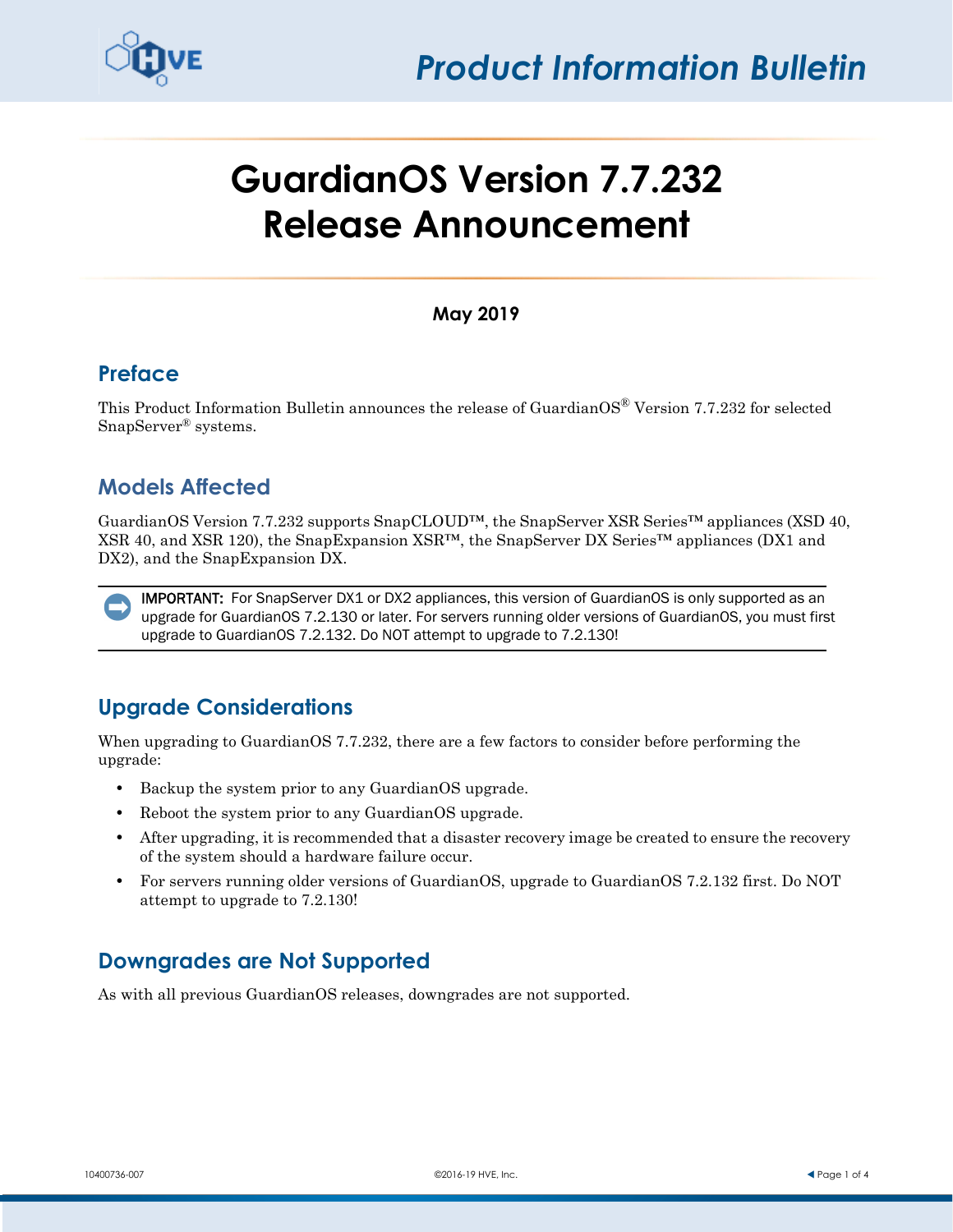*Product Information Bulletin*

# GuardianOS Version 7.7.232 Release Announcement

**May 2019**

## Preface

This Product Information Bulletin announces the release of GuardianOS® Version 7.7.232 for selected SnapServer® systems.

## Models Affected

GuardianOS Version 7.7.232 supports SnapCLOUD™, the SnapServer XSR Series™ appliances (XSD 40, XSR 40, and XSR 120), the SnapExpansion XSR™, the SnapServer DX Series™ appliances (DX1 and DX2), and the SnapExpansion DX.

**IMPORTANT:** For SnapServer DX1 or DX2 appliances, this version of GuardianOS is only supported as an upgrade for GuardianOS 7.2.130 or later. For servers running older versions of GuardianOS, you must first upgrade to GuardianOS 7.2.132. Do NOT attempt to upgrade to 7.2.130!

## Upgrade Considerations

When upgrading to GuardianOS 7.7.232, there are a few factors to consider before performing the upgrade:

- Backup the system prior to any GuardianOS upgrade.
- Reboot the system prior to any GuardianOS upgrade.
- After upgrading, it is recommended that a disaster recovery image be created to ensure the recovery of the system should a hardware failure occur.
- For servers running older versions of GuardianOS, upgrade to GuardianOS 7.2.132 first. Do NOT attempt to upgrade to 7.2.130!

## Downgrades are Not Supported

As with all previous GuardianOS releases, downgrades are not supported.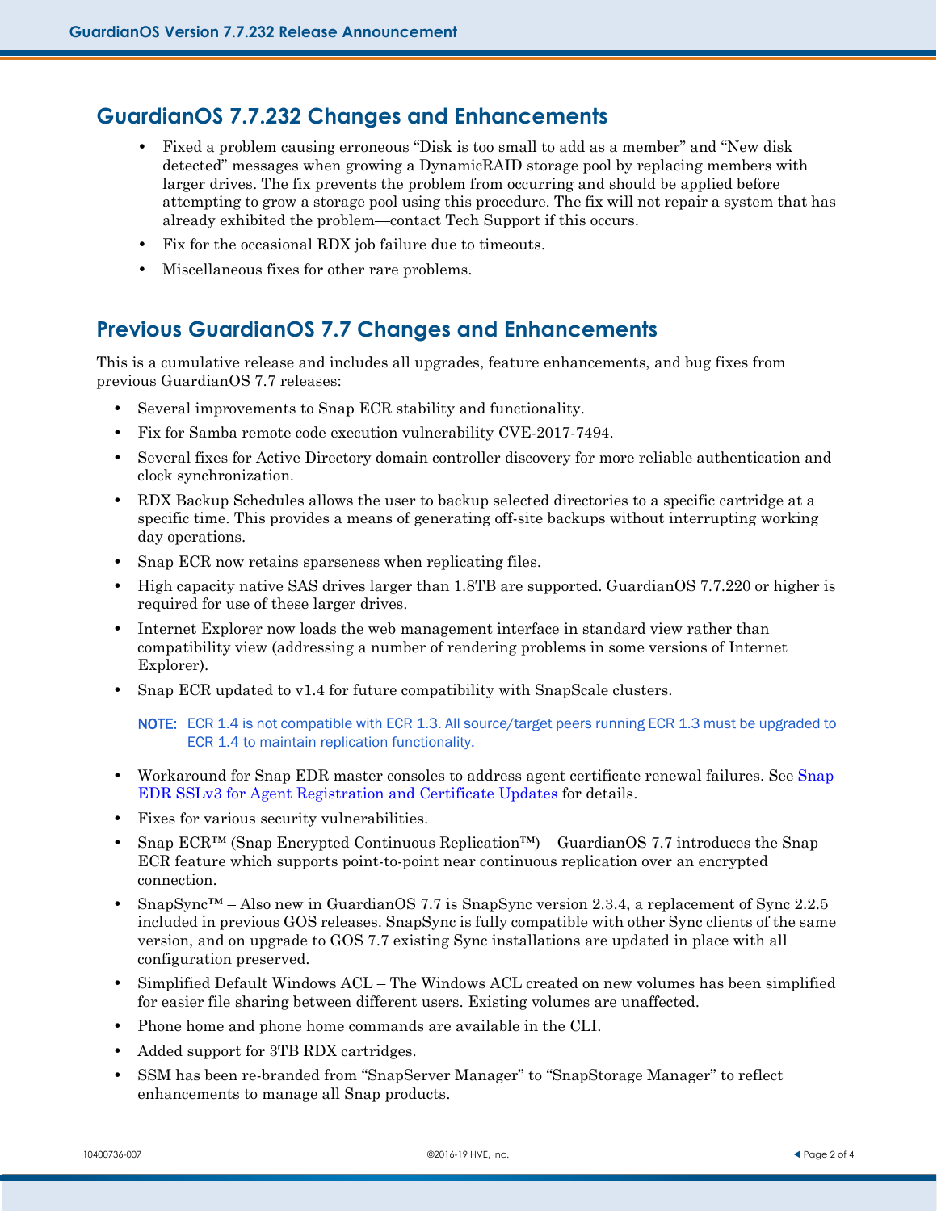## GuardianOS 7.7.232 Changes and Enhancements

- Fixed a problem causing erroneous “Disk is too small to add as a member” and “New disk detected” messages when growing a DynamicRAID storage pool by replacing members with larger drives. The fix prevents the problem from occurring and should be applied before attempting to grow a storage pool using this procedure. The fix will not repair a system that has already exhibited the problem—contact Tech Support if this occurs.
- Fix for the occasional RDX job failure due to timeouts.
- Miscellaneous fixes for other rare problems.

## Previous GuardianOS 7.7 Changes and Enhancements

This is a cumulative release and includes all upgrades, feature enhancements, and bug fixes from previous GuardianOS 7.7 releases:

- Several improvements to Snap ECR stability and functionality.
- Fix for Samba remote code execution vulnerability CVE-2017-7494.
- Several fixes for Active Directory domain controller discovery for more reliable authentication and clock synchronization.
- RDX Backup Schedules allows the user to backup selected directories to a specific cartridge at a specific time. This provides a means of generating off-site backups without interrupting working day operations.
- Snap ECR now retains sparseness when replicating files.
- High capacity native SAS drives larger than 1.8TB are supported. GuardianOS 7.7.220 or higher is required for use of these larger drives.
- Internet Explorer now loads the web management interface in standard view rather than compatibility view (addressing a number of rendering problems in some versions of Internet Explorer).
- Snap ECR updated to v1.4 for future compatibility with SnapScale clusters.

  **NOTE:** ECR 1.4 is not compatible with ECR 1.3. All source/target peers running ECR 1.3 must be upgraded to ECR 1.4 to maintain replication functionality.

- Workaround for Snap EDR master consoles to address agent certificate renewal failures. See Snap EDR SSLv3 for Agent Registration and Certificate Updates for details.
- Fixes for various security vulnerabilities.
- Snap ECR™ (Snap Encrypted Continuous Replication™) – GuardianOS 7.7 introduces the Snap ECR feature which supports point-to-point near continuous replication over an encrypted connection.
- SnapSync™ – Also new in GuardianOS 7.7 is SnapSync version 2.3.4, a replacement of Sync 2.2.5 included in previous GOS releases. SnapSync is fully compatible with other Sync clients of the same version, and on upgrade to GOS 7.7 existing Sync installations are updated in place with all configuration preserved.
- Simplified Default Windows ACL – The Windows ACL created on new volumes has been simplified for easier file sharing between different users. Existing volumes are unaffected.
- Phone home and phone home commands are available in the CLI.
- Added support for 3TB RDX cartridges.
- SSM has been re-branded from “SnapServer Manager” to “SnapStorage Manager” to reflect enhancements to manage all Snap products.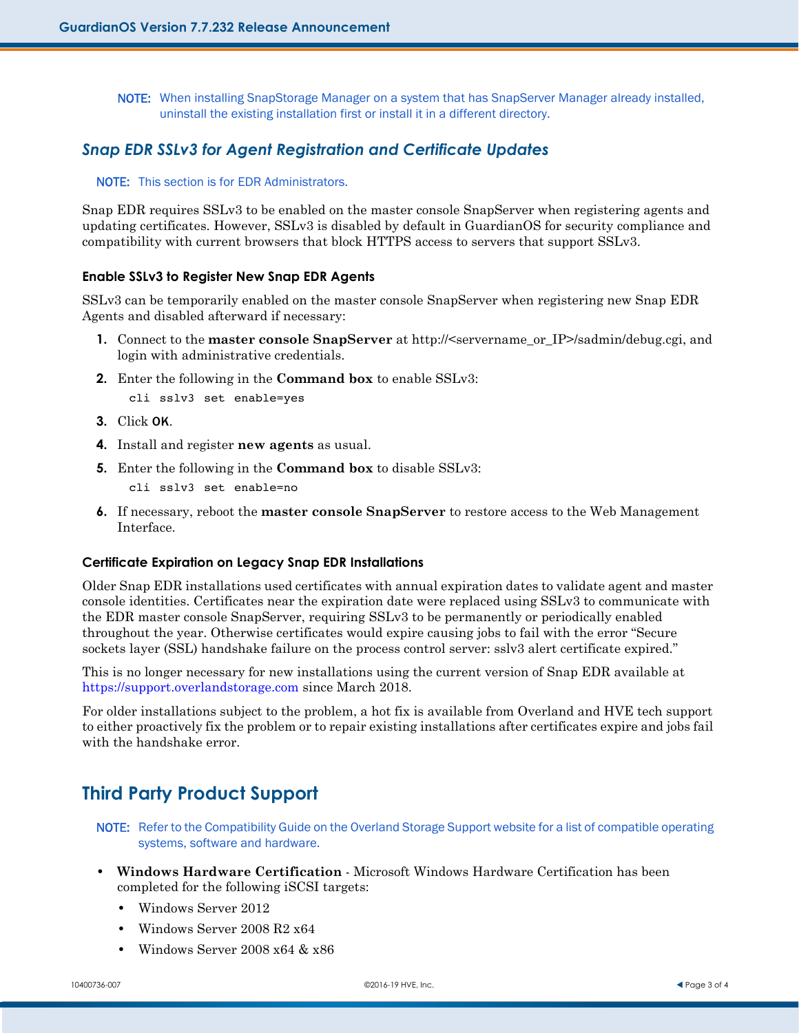**NOTE:** When installing SnapStorage Manager on a system that has SnapServer Manager already installed, uninstall the existing installation first or install it in a different directory.

## *Snap EDR SSLv3 for Agent Registration and Certificate Updates*

**NOTE:** This section is for EDR Administrators.

Snap EDR requires SSLv3 to be enabled on the master console SnapServer when registering agents and updating certificates. However, SSLv3 is disabled by default in GuardianOS for security compliance and compatibility with current browsers that block HTTPS access to servers that support SSLv3.

### Enable SSLv3 to Register New Snap EDR Agents

SSLv3 can be temporarily enabled on the master console SnapServer when registering new Snap EDR Agents and disabled afterward if necessary:

1. Connect to the **master console SnapServer** at http://<servername_or_IP>/sadmin/debug.cgi, and login with administrative credentials.
2. Enter the following in the **Command box** to enable SSLv3:
   ```
   cli sslv3 set enable=yes
   ```
3. Click **OK**.
4. Install and register **new agents** as usual.
5. Enter the following in the **Command box** to disable SSLv3:
   ```
   cli sslv3 set enable=no
   ```
6. If necessary, reboot the **master console SnapServer** to restore access to the Web Management Interface.

### Certificate Expiration on Legacy Snap EDR Installations

Older Snap EDR installations used certificates with annual expiration dates to validate agent and master console identities. Certificates near the expiration date were replaced using SSLv3 to communicate with the EDR master console SnapServer, requiring SSLv3 to be permanently or periodically enabled throughout the year. Otherwise certificates would expire causing jobs to fail with the error "Secure sockets layer (SSL) handshake failure on the process control server: sslv3 alert certificate expired."

This is no longer necessary for new installations using the current version of Snap EDR available at https://support.overlandstorage.com since March 2018.

For older installations subject to the problem, a hot fix is available from Overland and HVE tech support to either proactively fix the problem or to repair existing installations after certificates expire and jobs fail with the handshake error.

# Third Party Product Support

**NOTE:** Refer to the Compatibility Guide on the Overland Storage Support website for a list of compatible operating systems, software and hardware.

- **Windows Hardware Certification** - Microsoft Windows Hardware Certification has been completed for the following iSCSI targets:
  - Windows Server 2012
  - Windows Server 2008 R2 x64
  - Windows Server 2008 x64 & x86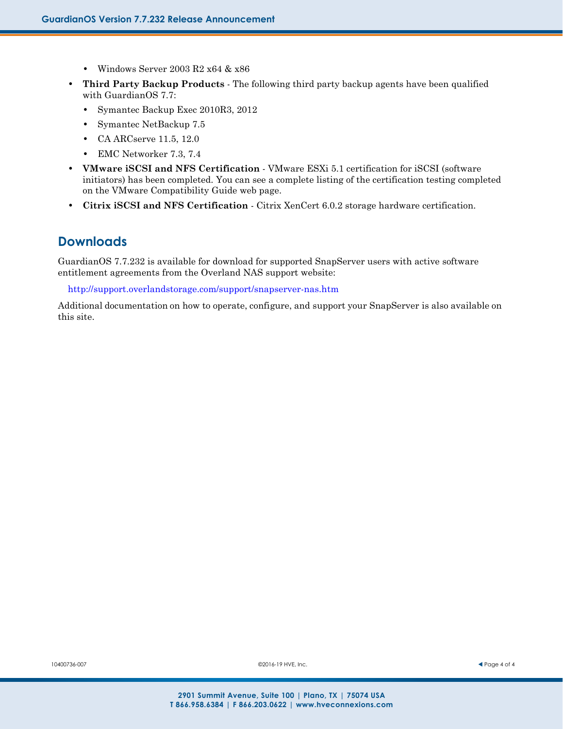- Windows Server 2003 R2 x64 & x86
- **Third Party Backup Products** - The following third party backup agents have been qualified with GuardianOS 7.7:
    - Symantec Backup Exec 2010R3, 2012
    - Symantec NetBackup 7.5
    - CA ARCserve 11.5, 12.0
    - EMC Networker 7.3, 7.4
- **VMware iSCSI and NFS Certification** - VMware ESXi 5.1 certification for iSCSI (software initiators) has been completed. You can see a complete listing of the certification testing completed on the VMware Compatibility Guide web page.
- **Citrix iSCSI and NFS Certification** - Citrix XenCert 6.0.2 storage hardware certification.

## Downloads

GuardianOS 7.7.232 is available for download for supported SnapServer users with active software entitlement agreements from the Overland NAS support website:

http://support.overlandstorage.com/support/snapserver-nas.htm

Additional documentation on how to operate, configure, and support your SnapServer is also available on this site.